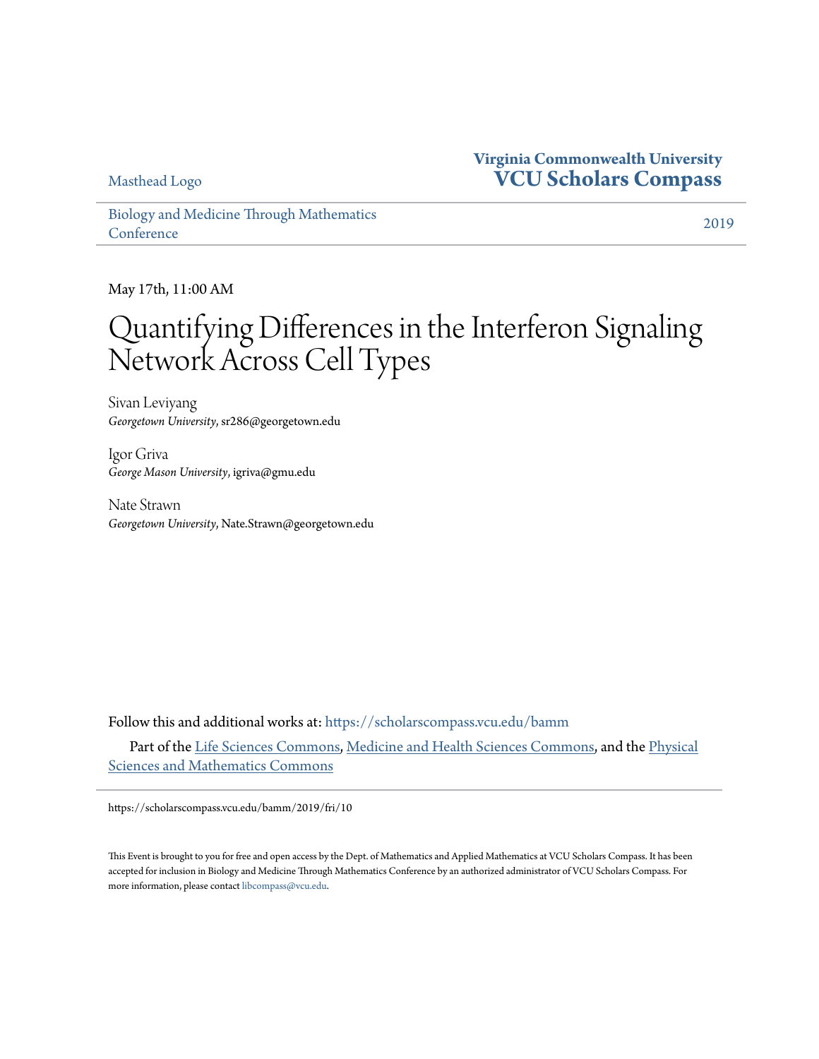Masthead Logo

**Virginia Commonwealth University**
**VCU Scholars Compass**

Biology and Medicine Through Mathematics Conference

2019

May 17th, 11:00 AM

# Quantifying Differences in the Interferon Signaling Network Across Cell Types

Sivan Leviyang
*Georgetown University*, sr286@georgetown.edu

Igor Griva
*George Mason University*, igriva@gmu.edu

Nate Strawn
*Georgetown University*, Nate.Strawn@georgetown.edu

Follow this and additional works at: https://scholarscompass.vcu.edu/bamm

Part of the Life Sciences Commons, Medicine and Health Sciences Commons, and the Physical Sciences and Mathematics Commons

https://scholarscompass.vcu.edu/bamm/2019/fri/10

This Event is brought to you for free and open access by the Dept. of Mathematics and Applied Mathematics at VCU Scholars Compass. It has been accepted for inclusion in Biology and Medicine Through Mathematics Conference by an authorized administrator of VCU Scholars Compass. For more information, please contact libcompass@vcu.edu.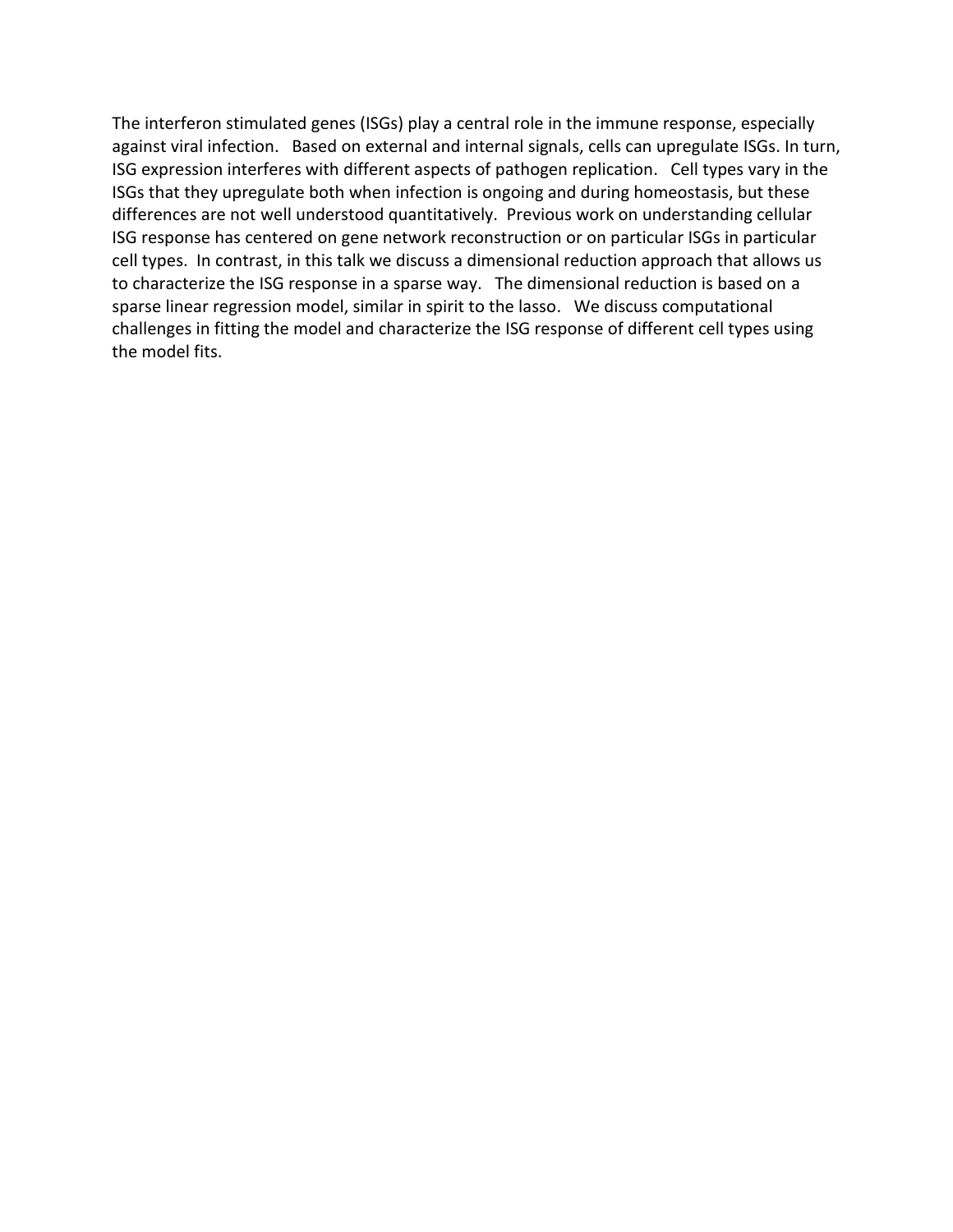The interferon stimulated genes (ISGs) play a central role in the immune response, especially against viral infection. Based on external and internal signals, cells can upregulate ISGs. In turn, ISG expression interferes with different aspects of pathogen replication. Cell types vary in the ISGs that they upregulate both when infection is ongoing and during homeostasis, but these differences are not well understood quantitatively. Previous work on understanding cellular ISG response has centered on gene network reconstruction or on particular ISGs in particular cell types. In contrast, in this talk we discuss a dimensional reduction approach that allows us to characterize the ISG response in a sparse way. The dimensional reduction is based on a sparse linear regression model, similar in spirit to the lasso. We discuss computational challenges in fitting the model and characterize the ISG response of different cell types using the model fits.